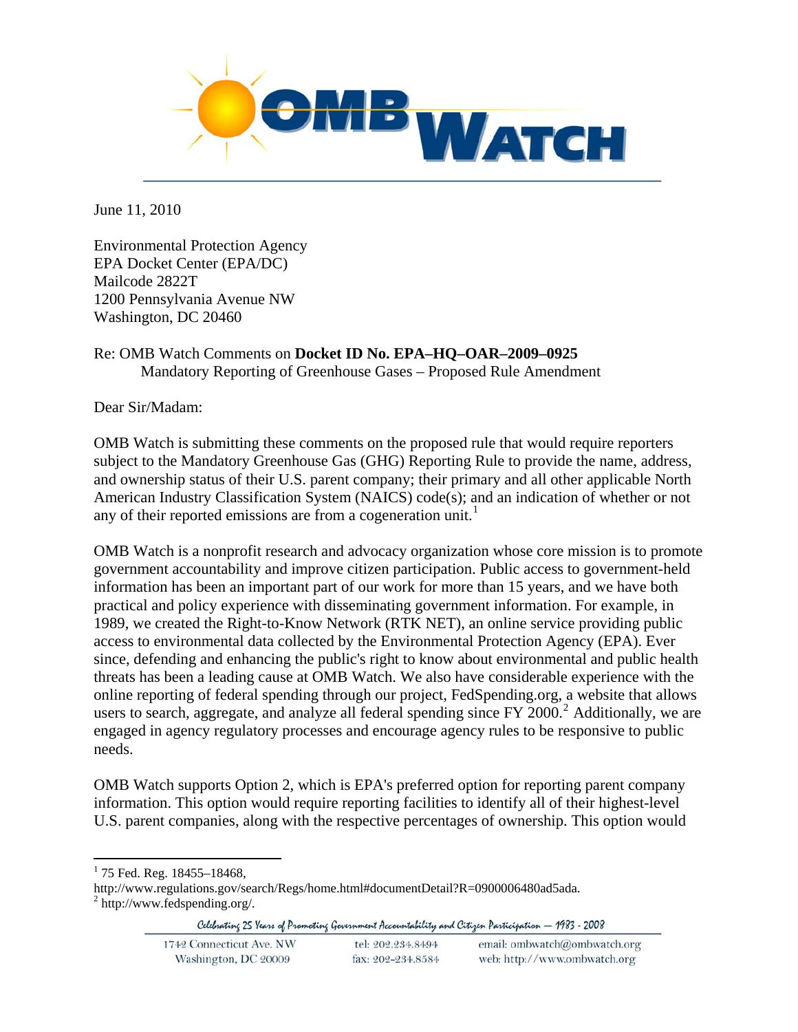June 11, 2010

Environmental Protection Agency
EPA Docket Center (EPA/DC)
Mailcode 2822T
1200 Pennsylvania Avenue NW
Washington, DC 20460

Re: OMB Watch Comments on **Docket ID No. EPA–HQ–OAR–2009–0925**
Mandatory Reporting of Greenhouse Gases – Proposed Rule Amendment

Dear Sir/Madam:

OMB Watch is submitting these comments on the proposed rule that would require reporters subject to the Mandatory Greenhouse Gas (GHG) Reporting Rule to provide the name, address, and ownership status of their U.S. parent company; their primary and all other applicable North American Industry Classification System (NAICS) code(s); and an indication of whether or not any of their reported emissions are from a cogeneration unit.[1]

OMB Watch is a nonprofit research and advocacy organization whose core mission is to promote government accountability and improve citizen participation. Public access to government-held information has been an important part of our work for more than 15 years, and we have both practical and policy experience with disseminating government information. For example, in 1989, we created the Right-to-Know Network (RTK NET), an online service providing public access to environmental data collected by the Environmental Protection Agency (EPA). Ever since, defending and enhancing the public's right to know about environmental and public health threats has been a leading cause at OMB Watch. We also have considerable experience with the online reporting of federal spending through our project, FedSpending.org, a website that allows users to search, aggregate, and analyze all federal spending since FY 2000.[2] Additionally, we are engaged in agency regulatory processes and encourage agency rules to be responsive to public needs.

OMB Watch supports Option 2, which is EPA's preferred option for reporting parent company information. This option would require reporting facilities to identify all of their highest-level U.S. parent companies, along with the respective percentages of ownership. This option would

---

[1] 75 Fed. Reg. 18455–18468, http://www.regulations.gov/search/Regs/home.html#documentDetail?R=0900006480ad5ada.

[2] http://www.fedspending.org/.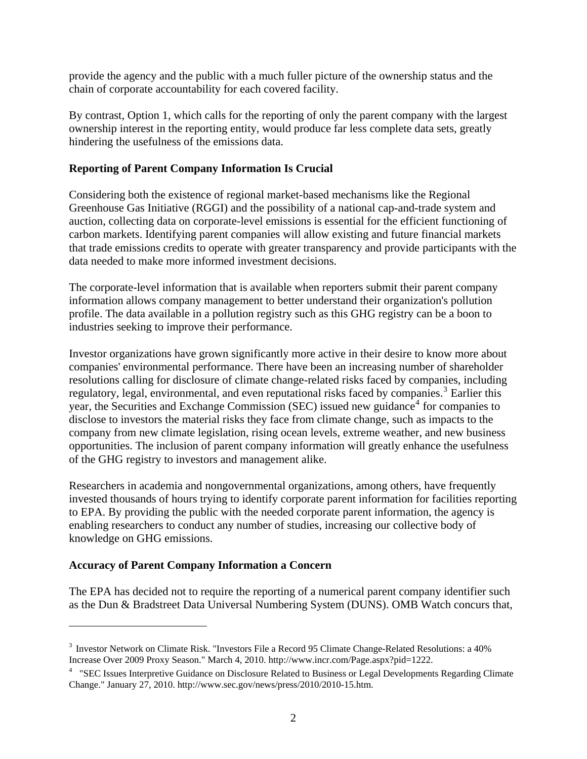provide the agency and the public with a much fuller picture of the ownership status and the chain of corporate accountability for each covered facility.

By contrast, Option 1, which calls for the reporting of only the parent company with the largest ownership interest in the reporting entity, would produce far less complete data sets, greatly hindering the usefulness of the emissions data.

**Reporting of Parent Company Information Is Crucial**

Considering both the existence of regional market-based mechanisms like the Regional Greenhouse Gas Initiative (RGGI) and the possibility of a national cap-and-trade system and auction, collecting data on corporate-level emissions is essential for the efficient functioning of carbon markets. Identifying parent companies will allow existing and future financial markets that trade emissions credits to operate with greater transparency and provide participants with the data needed to make more informed investment decisions.

The corporate-level information that is available when reporters submit their parent company information allows company management to better understand their organization's pollution profile. The data available in a pollution registry such as this GHG registry can be a boon to industries seeking to improve their performance.

Investor organizations have grown significantly more active in their desire to know more about companies' environmental performance. There have been an increasing number of shareholder resolutions calling for disclosure of climate change-related risks faced by companies, including regulatory, legal, environmental, and even reputational risks faced by companies.[3] Earlier this year, the Securities and Exchange Commission (SEC) issued new guidance[4] for companies to disclose to investors the material risks they face from climate change, such as impacts to the company from new climate legislation, rising ocean levels, extreme weather, and new business opportunities. The inclusion of parent company information will greatly enhance the usefulness of the GHG registry to investors and management alike.

Researchers in academia and nongovernmental organizations, among others, have frequently invested thousands of hours trying to identify corporate parent information for facilities reporting to EPA. By providing the public with the needed corporate parent information, the agency is enabling researchers to conduct any number of studies, increasing our collective body of knowledge on GHG emissions.

**Accuracy of Parent Company Information a Concern**

The EPA has decided not to require the reporting of a numerical parent company identifier such as the Dun & Bradstreet Data Universal Numbering System (DUNS). OMB Watch concurs that,

---

[3] Investor Network on Climate Risk. "Investors File a Record 95 Climate Change-Related Resolutions: a 40% Increase Over 2009 Proxy Season." March 4, 2010. http://www.incr.com/Page.aspx?pid=1222.

[4] "SEC Issues Interpretive Guidance on Disclosure Related to Business or Legal Developments Regarding Climate Change." January 27, 2010. http://www.sec.gov/news/press/2010/2010-15.htm.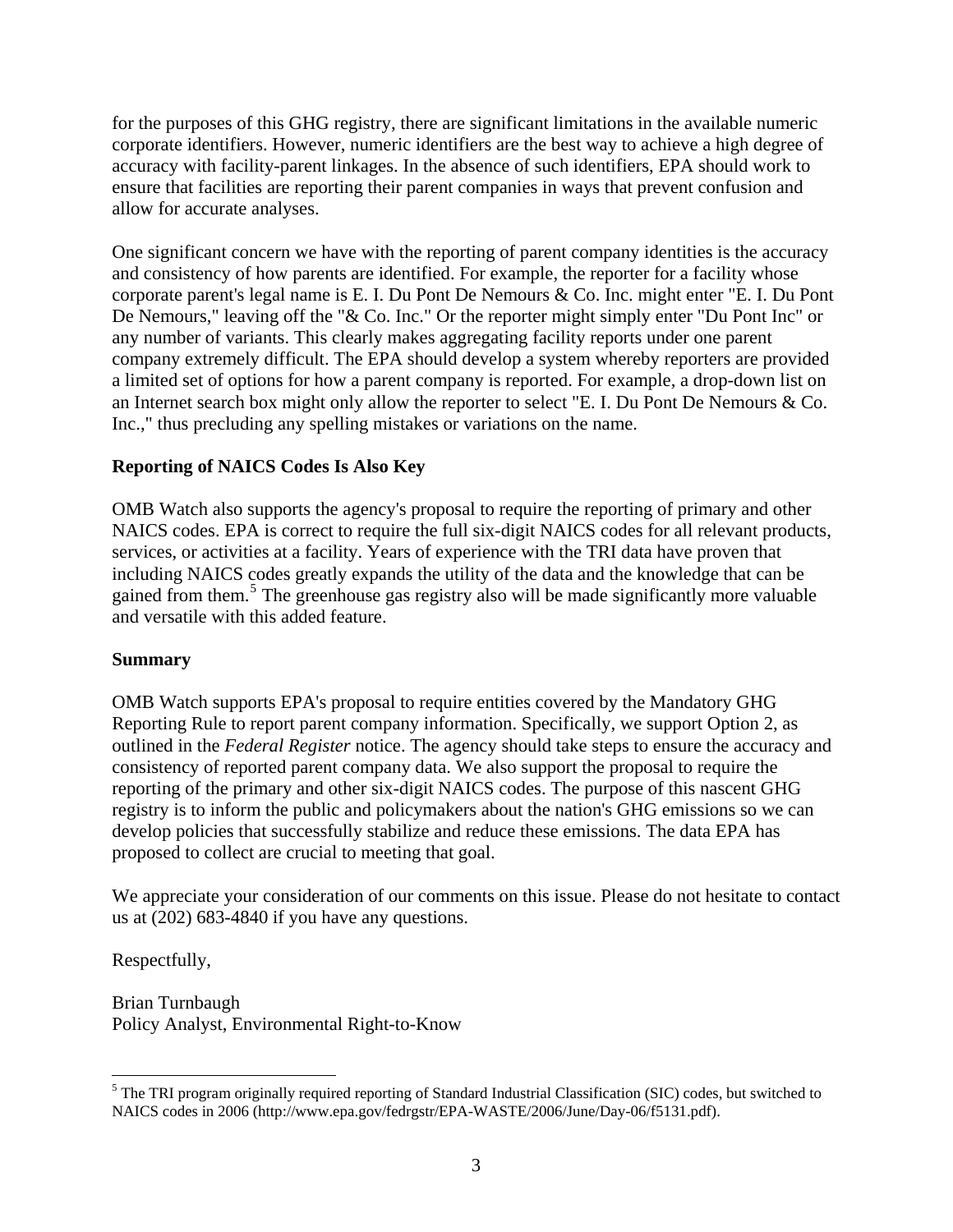for the purposes of this GHG registry, there are significant limitations in the available numeric corporate identifiers. However, numeric identifiers are the best way to achieve a high degree of accuracy with facility-parent linkages. In the absence of such identifiers, EPA should work to ensure that facilities are reporting their parent companies in ways that prevent confusion and allow for accurate analyses.

One significant concern we have with the reporting of parent company identities is the accuracy and consistency of how parents are identified. For example, the reporter for a facility whose corporate parent's legal name is E. I. Du Pont De Nemours & Co. Inc. might enter "E. I. Du Pont De Nemours," leaving off the "& Co. Inc." Or the reporter might simply enter "Du Pont Inc" or any number of variants. This clearly makes aggregating facility reports under one parent company extremely difficult. The EPA should develop a system whereby reporters are provided a limited set of options for how a parent company is reported. For example, a drop-down list on an Internet search box might only allow the reporter to select "E. I. Du Pont De Nemours & Co. Inc.," thus precluding any spelling mistakes or variations on the name.

**Reporting of NAICS Codes Is Also Key**

OMB Watch also supports the agency's proposal to require the reporting of primary and other NAICS codes. EPA is correct to require the full six-digit NAICS codes for all relevant products, services, or activities at a facility. Years of experience with the TRI data have proven that including NAICS codes greatly expands the utility of the data and the knowledge that can be gained from them.[5] The greenhouse gas registry also will be made significantly more valuable and versatile with this added feature.

**Summary**

OMB Watch supports EPA's proposal to require entities covered by the Mandatory GHG Reporting Rule to report parent company information. Specifically, we support Option 2, as outlined in the *Federal Register* notice. The agency should take steps to ensure the accuracy and consistency of reported parent company data. We also support the proposal to require the reporting of the primary and other six-digit NAICS codes. The purpose of this nascent GHG registry is to inform the public and policymakers about the nation's GHG emissions so we can develop policies that successfully stabilize and reduce these emissions. The data EPA has proposed to collect are crucial to meeting that goal.

We appreciate your consideration of our comments on this issue. Please do not hesitate to contact us at (202) 683-4840 if you have any questions.

Respectfully,

Brian Turnbaugh
Policy Analyst, Environmental Right-to-Know

[5] The TRI program originally required reporting of Standard Industrial Classification (SIC) codes, but switched to NAICS codes in 2006 (http://www.epa.gov/fedrgstr/EPA-WASTE/2006/June/Day-06/f5131.pdf).